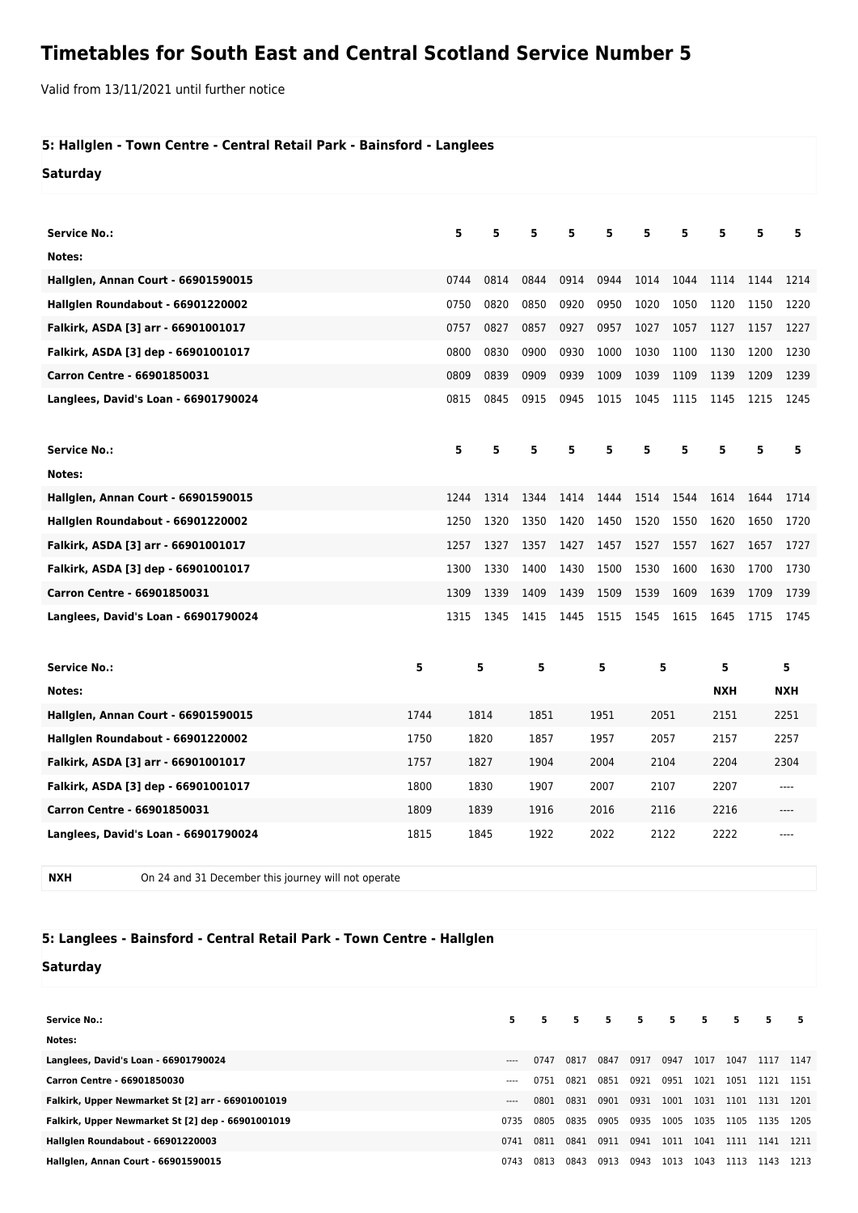# Timetables for South East and Central Scotland Service Number 5

Valid from 13/11/2021 until further notice

## 5: Hallglen - Town Centre - Central Retail Park - Bainsford - Langlees

### Saturday

| Service No.: | 5 | 5 | 5 | 5 | 5 | 5 | 5 | 5 | 5 | 5 |
|---|---|---|---|---|---|---|---|---|---|---|
| Notes: | | | | | | | | | | |
| Hallglen, Annan Court - 66901590015 | 0744 | 0814 | 0844 | 0914 | 0944 | 1014 | 1044 | 1114 | 1144 | 1214 |
| Hallglen Roundabout - 66901220002 | 0750 | 0820 | 0850 | 0920 | 0950 | 1020 | 1050 | 1120 | 1150 | 1220 |
| Falkirk, ASDA [3] arr - 66901001017 | 0757 | 0827 | 0857 | 0927 | 0957 | 1027 | 1057 | 1127 | 1157 | 1227 |
| Falkirk, ASDA [3] dep - 66901001017 | 0800 | 0830 | 0900 | 0930 | 1000 | 1030 | 1100 | 1130 | 1200 | 1230 |
| Carron Centre - 66901850031 | 0809 | 0839 | 0909 | 0939 | 1009 | 1039 | 1109 | 1139 | 1209 | 1239 |
| Langlees, David's Loan - 66901790024 | 0815 | 0845 | 0915 | 0945 | 1015 | 1045 | 1115 | 1145 | 1215 | 1245 |

| Service No.: | 5 | 5 | 5 | 5 | 5 | 5 | 5 | 5 | 5 | 5 |
|---|---|---|---|---|---|---|---|---|---|---|
| Notes: | | | | | | | | | | |
| Hallglen, Annan Court - 66901590015 | 1244 | 1314 | 1344 | 1414 | 1444 | 1514 | 1544 | 1614 | 1644 | 1714 |
| Hallglen Roundabout - 66901220002 | 1250 | 1320 | 1350 | 1420 | 1450 | 1520 | 1550 | 1620 | 1650 | 1720 |
| Falkirk, ASDA [3] arr - 66901001017 | 1257 | 1327 | 1357 | 1427 | 1457 | 1527 | 1557 | 1627 | 1657 | 1727 |
| Falkirk, ASDA [3] dep - 66901001017 | 1300 | 1330 | 1400 | 1430 | 1500 | 1530 | 1600 | 1630 | 1700 | 1730 |
| Carron Centre - 66901850031 | 1309 | 1339 | 1409 | 1439 | 1509 | 1539 | 1609 | 1639 | 1709 | 1739 |
| Langlees, David's Loan - 66901790024 | 1315 | 1345 | 1415 | 1445 | 1515 | 1545 | 1615 | 1645 | 1715 | 1745 |

| Service No.: | 5 | 5 | 5 | 5 | 5 | 5 | 5 |
|---|---|---|---|---|---|---|---|
| Notes: | | | | | | NXH | NXH |
| Hallglen, Annan Court - 66901590015 | 1744 | 1814 | 1851 | 1951 | 2051 | 2151 | 2251 |
| Hallglen Roundabout - 66901220002 | 1750 | 1820 | 1857 | 1957 | 2057 | 2157 | 2257 |
| Falkirk, ASDA [3] arr - 66901001017 | 1757 | 1827 | 1904 | 2004 | 2104 | 2204 | 2304 |
| Falkirk, ASDA [3] dep - 66901001017 | 1800 | 1830 | 1907 | 2007 | 2107 | 2207 | ---- |
| Carron Centre - 66901850031 | 1809 | 1839 | 1916 | 2016 | 2116 | 2216 | ---- |
| Langlees, David's Loan - 66901790024 | 1815 | 1845 | 1922 | 2022 | 2122 | 2222 | ---- |

| NXH | On 24 and 31 December this journey will not operate |
|---|---|

## 5: Langlees - Bainsford - Central Retail Park - Town Centre - Hallglen

### Saturday

| Service No.: | 5 | 5 | 5 | 5 | 5 | 5 | 5 | 5 | 5 | 5 |
|---|---|---|---|---|---|---|---|---|---|---|
| Notes: | | | | | | | | | | |
| Langlees, David's Loan - 66901790024 | ---- | 0747 | 0817 | 0847 | 0917 | 0947 | 1017 | 1047 | 1117 | 1147 |
| Carron Centre - 66901850030 | ---- | 0751 | 0821 | 0851 | 0921 | 0951 | 1021 | 1051 | 1121 | 1151 |
| Falkirk, Upper Newmarket St [2] arr - 66901001019 | ---- | 0801 | 0831 | 0901 | 0931 | 1001 | 1031 | 1101 | 1131 | 1201 |
| Falkirk, Upper Newmarket St [2] dep - 66901001019 | 0735 | 0805 | 0835 | 0905 | 0935 | 1005 | 1035 | 1105 | 1135 | 1205 |
| Hallglen Roundabout - 66901220003 | 0741 | 0811 | 0841 | 0911 | 0941 | 1011 | 1041 | 1111 | 1141 | 1211 |
| Hallglen, Annan Court - 66901590015 | 0743 | 0813 | 0843 | 0913 | 0943 | 1013 | 1043 | 1113 | 1143 | 1213 |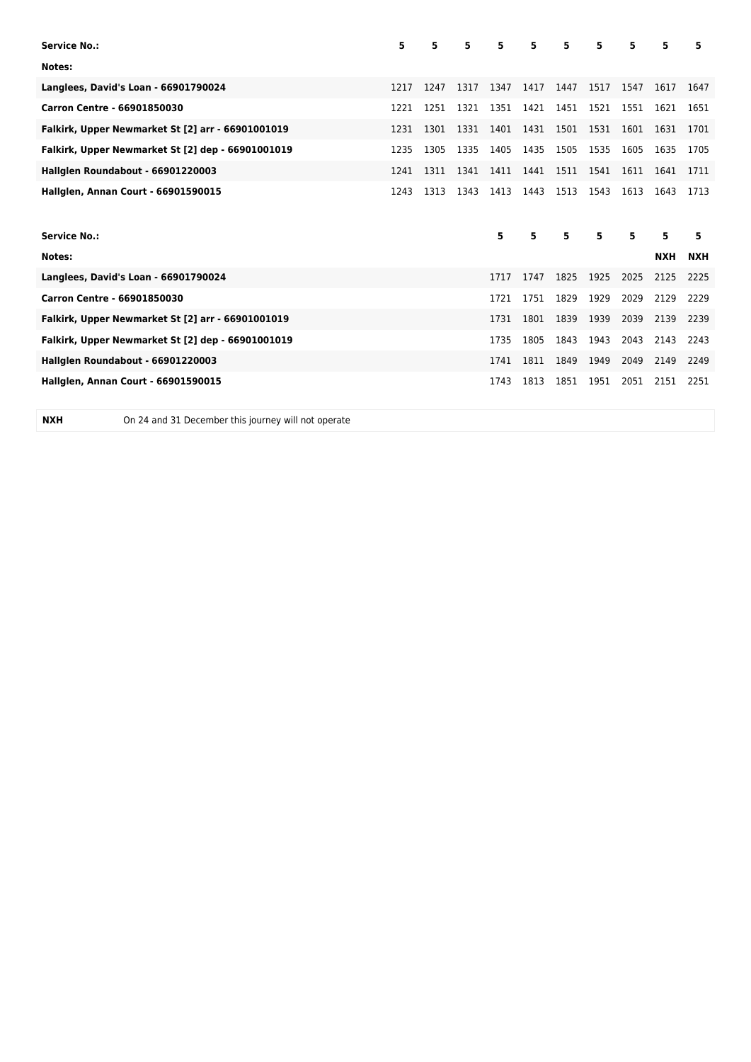| Service No.: | 5 | 5 | 5 | 5 | 5 | 5 | 5 | 5 | 5 | 5 |
|---|---|---|---|---|---|---|---|---|---|---|
| Notes: | | | | | | | | | | |
| Langlees, David's Loan - 66901790024 | 1217 | 1247 | 1317 | 1347 | 1417 | 1447 | 1517 | 1547 | 1617 | 1647 |
| Carron Centre - 66901850030 | 1221 | 1251 | 1321 | 1351 | 1421 | 1451 | 1521 | 1551 | 1621 | 1651 |
| Falkirk, Upper Newmarket St [2] arr - 66901001019 | 1231 | 1301 | 1331 | 1401 | 1431 | 1501 | 1531 | 1601 | 1631 | 1701 |
| Falkirk, Upper Newmarket St [2] dep - 66901001019 | 1235 | 1305 | 1335 | 1405 | 1435 | 1505 | 1535 | 1605 | 1635 | 1705 |
| Hallglen Roundabout - 66901220003 | 1241 | 1311 | 1341 | 1411 | 1441 | 1511 | 1541 | 1611 | 1641 | 1711 |
| Hallglen, Annan Court - 66901590015 | 1243 | 1313 | 1343 | 1413 | 1443 | 1513 | 1543 | 1613 | 1643 | 1713 |

| Service No.: | 5 | 5 | 5 | 5 | 5 | 5 | 5 |
|---|---|---|---|---|---|---|---|
| Notes: | | | | | | NXH | NXH |
| Langlees, David's Loan - 66901790024 | 1717 | 1747 | 1825 | 1925 | 2025 | 2125 | 2225 |
| Carron Centre - 66901850030 | 1721 | 1751 | 1829 | 1929 | 2029 | 2129 | 2229 |
| Falkirk, Upper Newmarket St [2] arr - 66901001019 | 1731 | 1801 | 1839 | 1939 | 2039 | 2139 | 2239 |
| Falkirk, Upper Newmarket St [2] dep - 66901001019 | 1735 | 1805 | 1843 | 1943 | 2043 | 2143 | 2243 |
| Hallglen Roundabout - 66901220003 | 1741 | 1811 | 1849 | 1949 | 2049 | 2149 | 2249 |
| Hallglen, Annan Court - 66901590015 | 1743 | 1813 | 1851 | 1951 | 2051 | 2151 | 2251 |

| | |
|---|---|
| **NXH** | On 24 and 31 December this journey will not operate |